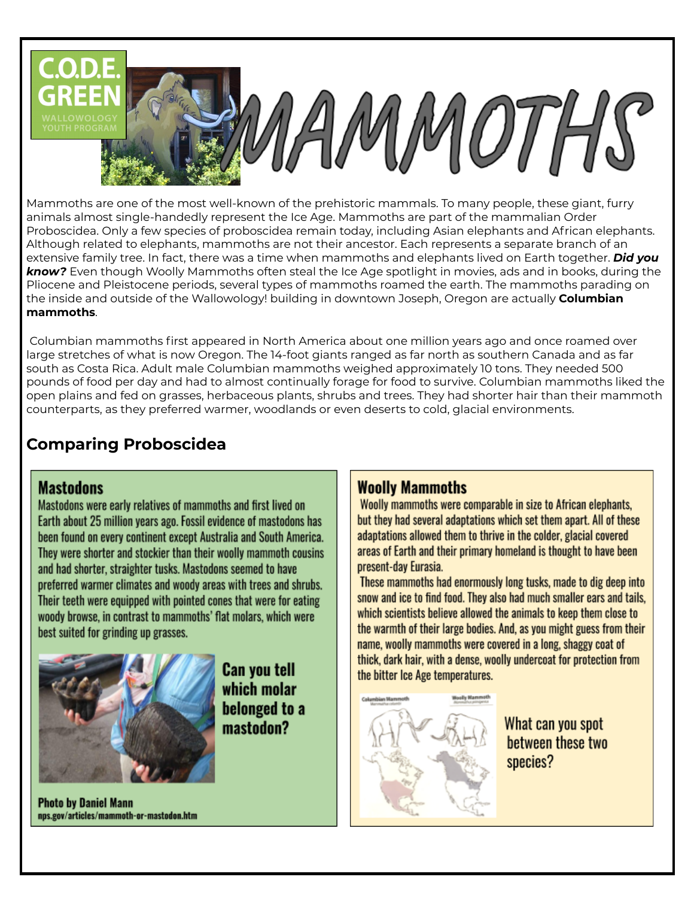C.O.D.E. GREEN

WALLOWOLOGY YOUTH PROGRAM

# MAMMOTHS

Mammoths are one of the most well-known of the prehistoric mammals. To many people, these giant, furry animals almost single-handedly represent the Ice Age. Mammoths are part of the mammalian Order Proboscidea. Only a few species of proboscidea remain today, including Asian elephants and African elephants. Although related to elephants, mammoths are not their ancestor. Each represents a separate branch of an extensive family tree. In fact, there was a time when mammoths and elephants lived on Earth together. ***Did you know?*** Even though Woolly Mammoths often steal the Ice Age spotlight in movies, ads and in books, during the Pliocene and Pleistocene periods, several types of mammoths roamed the earth. The mammoths parading on the inside and outside of the Wallowology! building in downtown Joseph, Oregon are actually **Columbian mammoths**.

Columbian mammoths first appeared in North America about one million years ago and once roamed over large stretches of what is now Oregon. The 14-foot giants ranged as far north as southern Canada and as far south as Costa Rica. Adult male Columbian mammoths weighed approximately 10 tons. They needed 500 pounds of food per day and had to almost continually forage for food to survive. Columbian mammoths liked the open plains and fed on grasses, herbaceous plants, shrubs and trees. They had shorter hair than their mammoth counterparts, as they preferred warmer, woodlands or even deserts to cold, glacial environments.

## Comparing Proboscidea

### Mastodons

Mastodons were early relatives of mammoths and first lived on Earth about 25 million years ago. Fossil evidence of mastodons has been found on every continent except Australia and South America. They were shorter and stockier than their woolly mammoth cousins and had shorter, straighter tusks. Mastodons seemed to have preferred warmer climates and woody areas with trees and shrubs. Their teeth were equipped with pointed cones that were for eating woody browse, in contrast to mammoths' flat molars, which were best suited for grinding up grasses.

**Can you tell which molar belonged to a mastodon?**

Photo by Daniel Mann
nps.gov/articles/mammoth-or-mastodon.htm

### Woolly Mammoths

Woolly mammoths were comparable in size to African elephants, but they had several adaptations which set them apart. All of these adaptations allowed them to thrive in the colder, glacial covered areas of Earth and their primary homeland is thought to have been present-day Eurasia.

These mammoths had enormously long tusks, made to dig deep into snow and ice to find food. They also had much smaller ears and tails, which scientists believe allowed the animals to keep them close to the warmth of their large bodies. And, as you might guess from their name, woolly mammoths were covered in a long, shaggy coat of thick, dark hair, with a dense, woolly undercoat for protection from the bitter Ice Age temperatures.

Columbian Mammoth

Woolly Mammoth

What can you spot between these two species?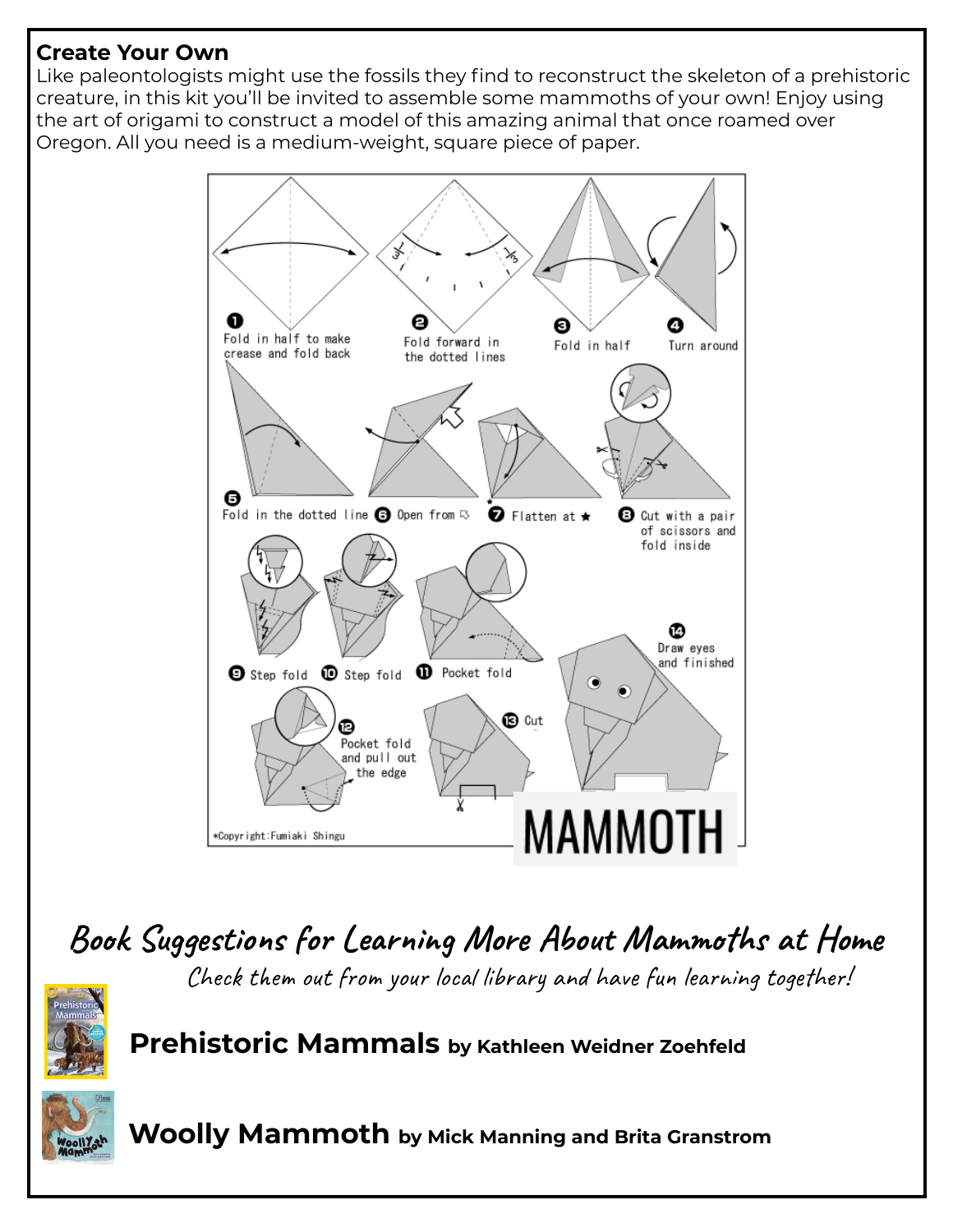## Create Your Own

Like paleontologists might use the fossils they find to reconstruct the skeleton of a prehistoric creature, in this kit you'll be invited to assemble some mammoths of your own! Enjoy using the art of origami to construct a model of this amazing animal that once roamed over Oregon. All you need is a medium-weight, square piece of paper.

1. Fold in half to make crease and fold back
2. Fold forward in the dotted lines
3. Fold in half
4. Turn around
5. Fold in the dotted line
6. Open from ☞
7. Flatten at ★
8. Cut with a pair of scissors and fold inside
9. Step fold
10. Step fold
11. Pocket fold
12. Pocket fold and pull out the edge
13. Cut
14. Draw eyes and finished

*Copyright:Fumiaki Shingu

MAMMOTH

## *Book Suggestions for Learning More About Mammoths at Home*

*Check them out from your local library and have fun learning together!*

**Prehistoric Mammals** by **Kathleen Weidner Zoehfeld**

**Woolly Mammoth** by **Mick Manning and Brita Granstrom**